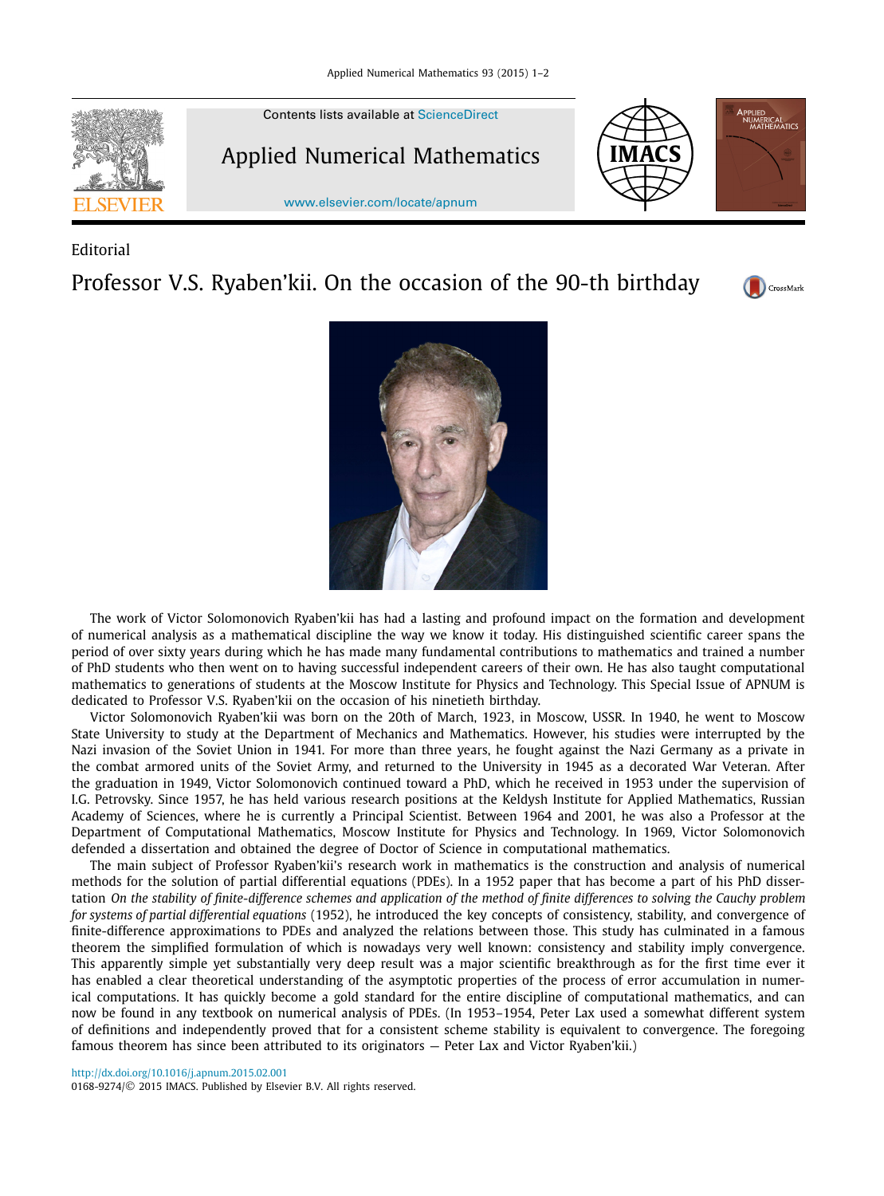Editorial

# Professor V.S. Ryaben'kii. On the occasion of the 90-th birthday

The work of Victor Solomonovich Ryaben'kii has had a lasting and profound impact on the formation and development of numerical analysis as a mathematical discipline the way we know it today. His distinguished scientific career spans the period of over sixty years during which he has made many fundamental contributions to mathematics and trained a number of PhD students who then went on to having successful independent careers of their own. He has also taught computational mathematics to generations of students at the Moscow Institute for Physics and Technology. This Special Issue of APNUM is dedicated to Professor V.S. Ryaben'kii on the occasion of his ninetieth birthday.

Victor Solomonovich Ryaben'kii was born on the 20th of March, 1923, in Moscow, USSR. In 1940, he went to Moscow State University to study at the Department of Mechanics and Mathematics. However, his studies were interrupted by the Nazi invasion of the Soviet Union in 1941. For more than three years, he fought against the Nazi Germany as a private in the combat armored units of the Soviet Army, and returned to the University in 1945 as a decorated War Veteran. After the graduation in 1949, Victor Solomonovich continued toward a PhD, which he received in 1953 under the supervision of I.G. Petrovsky. Since 1957, he has held various research positions at the Keldysh Institute for Applied Mathematics, Russian Academy of Sciences, where he is currently a Principal Scientist. Between 1964 and 2001, he was also a Professor at the Department of Computational Mathematics, Moscow Institute for Physics and Technology. In 1969, Victor Solomonovich defended a dissertation and obtained the degree of Doctor of Science in computational mathematics.

The main subject of Professor Ryaben'kii's research work in mathematics is the construction and analysis of numerical methods for the solution of partial differential equations (PDEs). In a 1952 paper that has become a part of his PhD dissertation *On the stability of finite-difference schemes and application of the method of finite differences to solving the Cauchy problem for systems of partial differential equations* (1952), he introduced the key concepts of consistency, stability, and convergence of finite-difference approximations to PDEs and analyzed the relations between those. This study has culminated in a famous theorem the simplified formulation of which is nowadays very well known: consistency and stability imply convergence. This apparently simple yet substantially very deep result was a major scientific breakthrough as for the first time ever it has enabled a clear theoretical understanding of the asymptotic properties of the process of error accumulation in numerical computations. It has quickly become a gold standard for the entire discipline of computational mathematics, and can now be found in any textbook on numerical analysis of PDEs. (In 1953–1954, Peter Lax used a somewhat different system of definitions and independently proved that for a consistent scheme stability is equivalent to convergence. The foregoing famous theorem has since been attributed to its originators — Peter Lax and Victor Ryaben'kii.)

http://dx.doi.org/10.1016/j.apnum.2015.02.001
0168-9274/© 2015 IMACS. Published by Elsevier B.V. All rights reserved.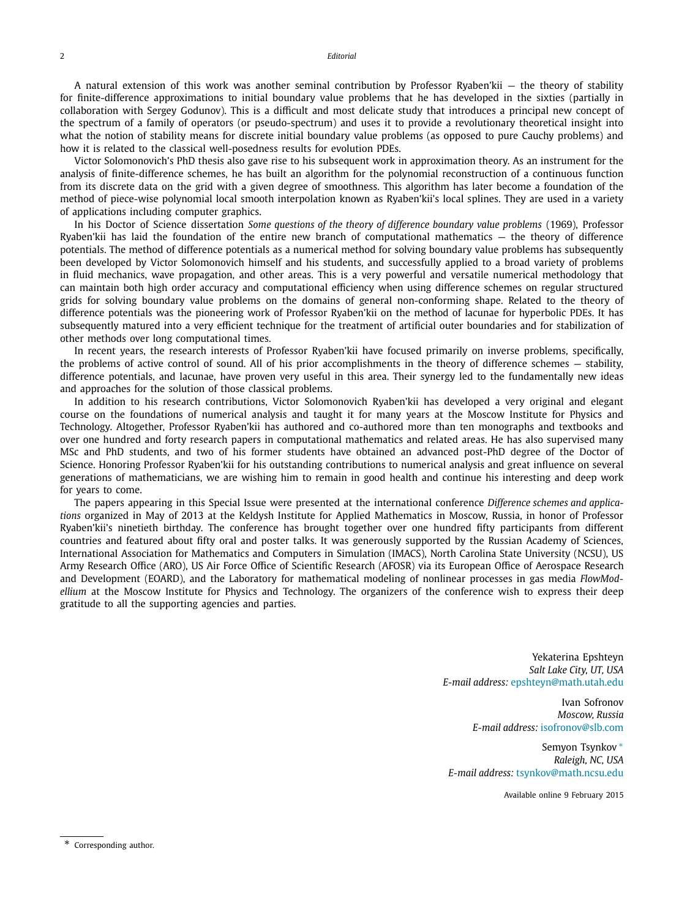A natural extension of this work was another seminal contribution by Professor Ryaben'kii — the theory of stability for finite-difference approximations to initial boundary value problems that he has developed in the sixties (partially in collaboration with Sergey Godunov). This is a difficult and most delicate study that introduces a principal new concept of the spectrum of a family of operators (or pseudo-spectrum) and uses it to provide a revolutionary theoretical insight into what the notion of stability means for discrete initial boundary value problems (as opposed to pure Cauchy problems) and how it is related to the classical well-posedness results for evolution PDEs.

Victor Solomonovich's PhD thesis also gave rise to his subsequent work in approximation theory. As an instrument for the analysis of finite-difference schemes, he has built an algorithm for the polynomial reconstruction of a continuous function from its discrete data on the grid with a given degree of smoothness. This algorithm has later become a foundation of the method of piece-wise polynomial local smooth interpolation known as Ryaben'kii's local splines. They are used in a variety of applications including computer graphics.

In his Doctor of Science dissertation *Some questions of the theory of difference boundary value problems* (1969), Professor Ryaben'kii has laid the foundation of the entire new branch of computational mathematics — the theory of difference potentials. The method of difference potentials as a numerical method for solving boundary value problems has subsequently been developed by Victor Solomonovich himself and his students, and successfully applied to a broad variety of problems in fluid mechanics, wave propagation, and other areas. This is a very powerful and versatile numerical methodology that can maintain both high order accuracy and computational efficiency when using difference schemes on regular structured grids for solving boundary value problems on the domains of general non-conforming shape. Related to the theory of difference potentials was the pioneering work of Professor Ryaben'kii on the method of lacunae for hyperbolic PDEs. It has subsequently matured into a very efficient technique for the treatment of artificial outer boundaries and for stabilization of other methods over long computational times.

In recent years, the research interests of Professor Ryaben'kii have focused primarily on inverse problems, specifically, the problems of active control of sound. All of his prior accomplishments in the theory of difference schemes — stability, difference potentials, and lacunae, have proven very useful in this area. Their synergy led to the fundamentally new ideas and approaches for the solution of those classical problems.

In addition to his research contributions, Victor Solomonovich Ryaben'kii has developed a very original and elegant course on the foundations of numerical analysis and taught it for many years at the Moscow Institute for Physics and Technology. Altogether, Professor Ryaben'kii has authored and co-authored more than ten monographs and textbooks and over one hundred and forty research papers in computational mathematics and related areas. He has also supervised many MSc and PhD students, and two of his former students have obtained an advanced post-PhD degree of the Doctor of Science. Honoring Professor Ryaben'kii for his outstanding contributions to numerical analysis and great influence on several generations of mathematicians, we are wishing him to remain in good health and continue his interesting and deep work for years to come.

The papers appearing in this Special Issue were presented at the international conference *Difference schemes and applications* organized in May of 2013 at the Keldysh Institute for Applied Mathematics in Moscow, Russia, in honor of Professor Ryaben'kii's ninetieth birthday. The conference has brought together over one hundred fifty participants from different countries and featured about fifty oral and poster talks. It was generously supported by the Russian Academy of Sciences, International Association for Mathematics and Computers in Simulation (IMACS), North Carolina State University (NCSU), US Army Research Office (ARO), US Air Force Office of Scientific Research (AFOSR) via its European Office of Aerospace Research and Development (EOARD), and the Laboratory for mathematical modeling of nonlinear processes in gas media *FlowModellium* at the Moscow Institute for Physics and Technology. The organizers of the conference wish to express their deep gratitude to all the supporting agencies and parties.

Yekaterina Epshteyn
*Salt Lake City, UT, USA*
*E-mail address:* epshteyn@math.utah.edu

Ivan Sofronov
*Moscow, Russia*
*E-mail address:* isofronov@slb.com

Semyon Tsynkov *
*Raleigh, NC, USA*
*E-mail address:* tsynkov@math.ncsu.edu

Available online 9 February 2015

\* Corresponding author.